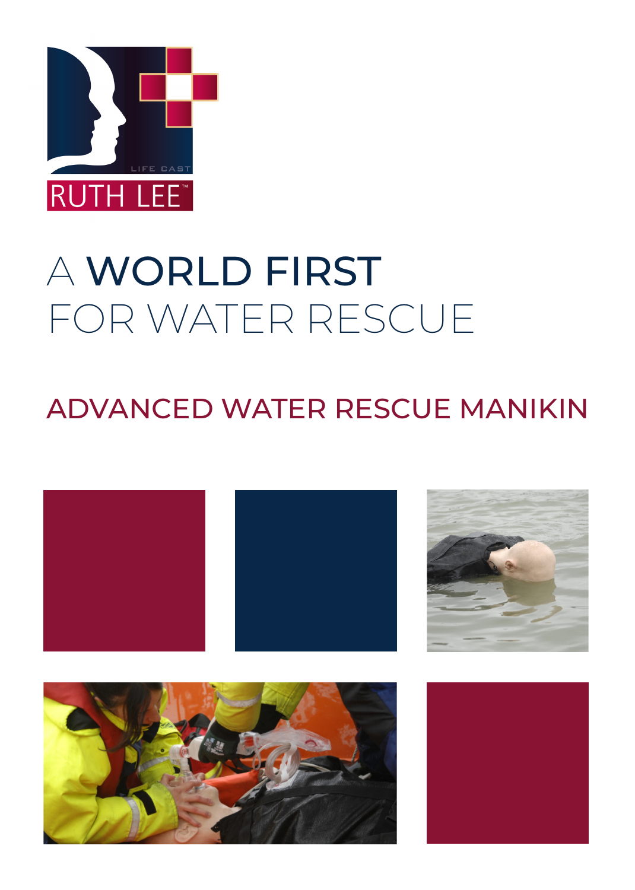RUTH LEE™

LIFE CAST

# A WORLD FIRST FOR WATER RESCUE

## ADVANCED WATER RESCUE MANIKIN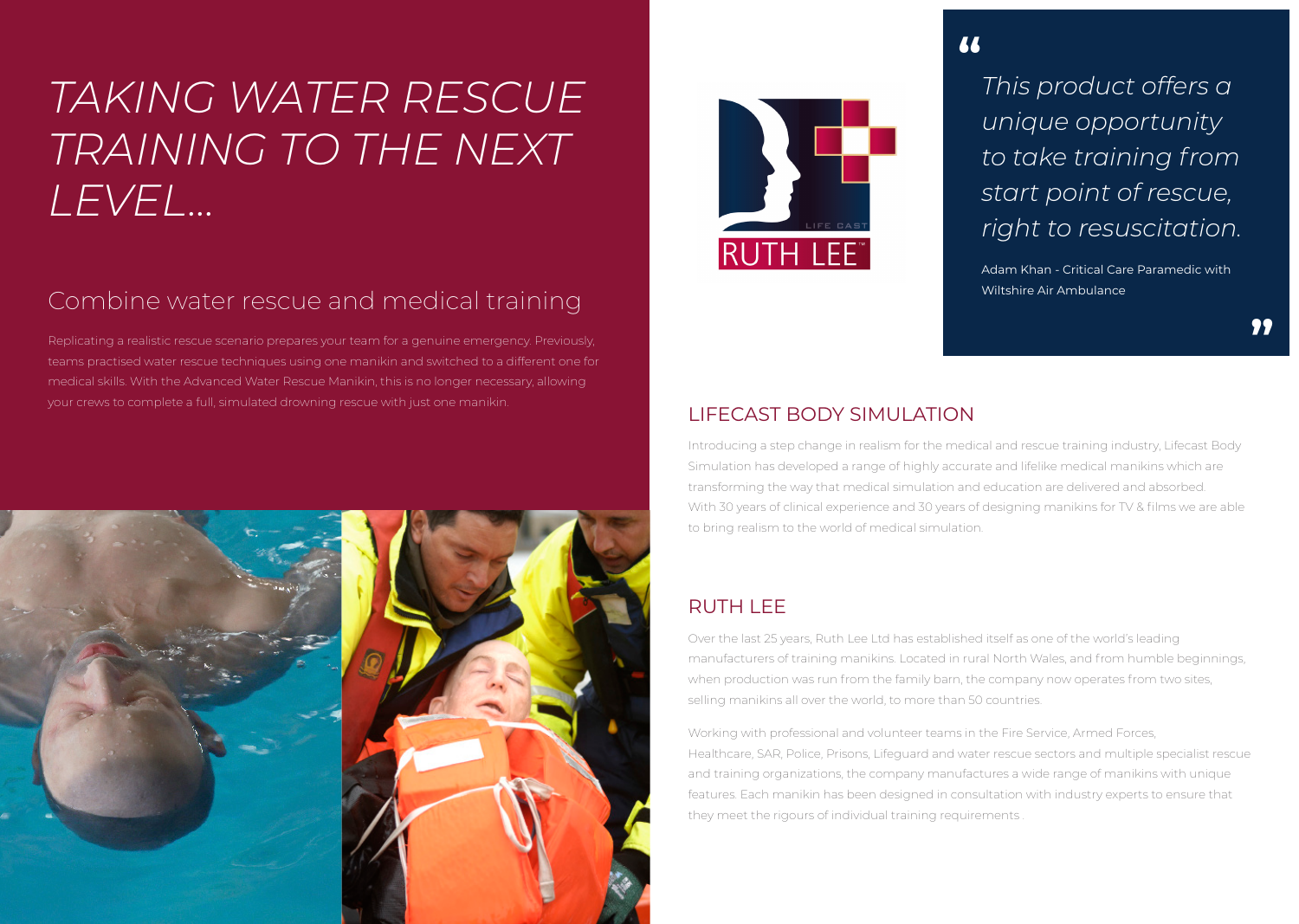# *TAKING WATER RESCUE TRAINING TO THE NEXT LEVEL...*

## Combine water rescue and medical training

Replicating a realistic rescue scenario prepares your team for a genuine emergency. Previously, teams practised water rescue techniques using one manikin and switched to a different one for medical skills. With the Advanced Water Rescue Manikin, this is no longer necessary, allowing your crews to complete a full, simulated drowning rescue with just one manikin.

> *"This product offers a unique opportunity to take training from start point of rescue, right to resuscitation."*
>
> Adam Khan - Critical Care Paramedic with Wiltshire Air Ambulance

## LIFECAST BODY SIMULATION

Introducing a step change in realism for the medical and rescue training industry, Lifecast Body Simulation has developed a range of highly accurate and lifelike medical manikins which are transforming the way that medical simulation and education are delivered and absorbed. With 30 years of clinical experience and 30 years of designing manikins for TV & films we are able to bring realism to the world of medical simulation.

## RUTH LEE

Over the last 25 years, Ruth Lee Ltd has established itself as one of the world's leading manufacturers of training manikins. Located in rural North Wales, and from humble beginnings, when production was run from the family barn, the company now operates from two sites, selling manikins all over the world, to more than 50 countries.

Working with professional and volunteer teams in the Fire Service, Armed Forces, Healthcare, SAR, Police, Prisons, Lifeguard and water rescue sectors and multiple specialist rescue and training organizations, the company manufactures a wide range of manikins with unique features. Each manikin has been designed in consultation with industry experts to ensure that they meet the rigours of individual training requirements .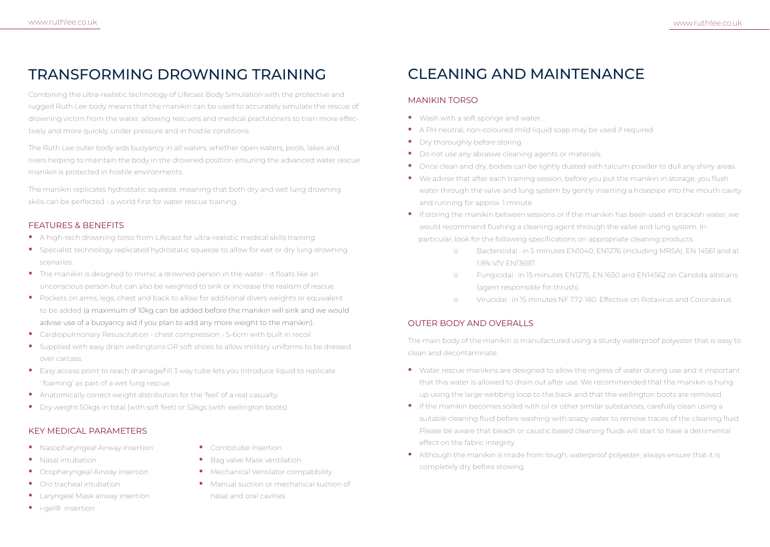# TRANSFORMING DROWNING TRAINING

Combining the ultra-realistic technology of Lifecast Body Simulation with the protective and rugged Ruth Lee body means that the manikin can be used to accurately simulate the rescue of drowning victim from the water, allowing rescuers and medical practitioners to train more effectively and more quickly, under pressure and in hostile conditions.

The Ruth Lee outer body aids buoyancy in all waters, whether open waters, pools, lakes and rivers helping to maintain the body in the drowned position ensuring the advanced water rescue manikin is protected in hostile environments.

The manikin replicates hydrostatic squeeze, meaning that both dry and wet lung drowning skills can be perfected - a world first for water rescue training.

## FEATURES & BENEFITS

- A high-tech drowning torso from Lifecast for ultra-realistic medical skills training.
- Specialist technology replicated hydrostatic squeeze to allow for wet or dry lung drowning scenarios.
- The manikin is designed to mimic a drowned person in the water - it floats like an unconscious person but can also be weighted to sink or increase the realism of rescue.
- Pockets on arms, legs, chest and back to allow for additional divers weights or equivalent to be added (a maximum of 10kg can be added before the manikin will sink and we would advise use of a buoyancy aid if you plan to add any more weight to the manikin).
- Cardiopulmonary Resuscitation - chest compression - 5-6cm with built in recoil.
- Supplied with easy drain wellingtons OR soft shoes to allow military uniforms to be dressed over carcass.
- Easy access point to reach drainage/fill 3 way tube lets you introduce liquid to replicate ' foaming' as part of a wet lung rescue.
- Anatomically correct weight distribution for the 'feel' of a real casualty.
- Dry weight 50kgs in total (with soft feet) or 52kgs (with wellington boots).

## KEY MEDICAL PARAMETERS

- Nasopharyngeal Airway insertion
- Nasal intubation
- Oropharyngeal Airway insertion
- Oro tracheal intubation
- Laryngeal Mask airway insertion
- i-gel® insertion
- Combitube insertion
- Bag valve Mask ventilation
- Mechanical Ventilator compatibility
- Manual suction or mechanical suction of nasal and oral cavities.

# CLEANING AND MAINTENANCE

## MANIKIN TORSO

- Wash with a soft sponge and water.
- A PH neutral, non-coloured mild liquid soap may be used if required.
- Dry thoroughly before storing.
- Do not use any abrasive cleaning agents or materials.
- Once clean and dry, bodies can be lightly dusted with talcum powder to dull any shiny areas.
- We advise that after each training session, before you put the manikin in storage, you flush water through the valve and lung system by gently inserting a hosepipe into the mouth cavity and running for approx. 1 minute.
- If storing the manikin between sessions or if the manikin has been used in brackish water, we would recommend flushing a cleaning agent through the valve and lung system. In particular, look for the following specifications on appropriate cleaning products
  - Bactericidal : in 5 minutes EN1040, EN1276 (including MRSA), EN 14561 and at 1.8% V/V EN13697.
  - Fungicidal : in 15 minutes EN1275, EN 1650 and EN14562 on Candida albicans (agent responsible for thrush).
  - Virucidal : in 15 minutes NF T72-180. Effective on Rotavirus and Coronavirus.

## OUTER BODY AND OVERALLS

The main body of the manikin is manufactured using a sturdy waterproof polyester that is easy to clean and decontaminate.

- Water rescue manikins are designed to allow the ingress of water during use and it important that this water is allowed to drain out after use. We recommended that the manikin is hung up using the large webbing loop to the back and that the wellington boots are removed.
- If the manikin becomes soiled with oil or other similar substances, carefully clean using a suitable cleaning fluid before washing with soapy water to remove traces of the cleaning fluid. Please be aware that bleach or caustic based cleaning fluids will start to have a detrimental effect on the fabric integrity.
- Although the manikin is made from tough, waterproof polyester, always ensure that it is completely dry before stowing.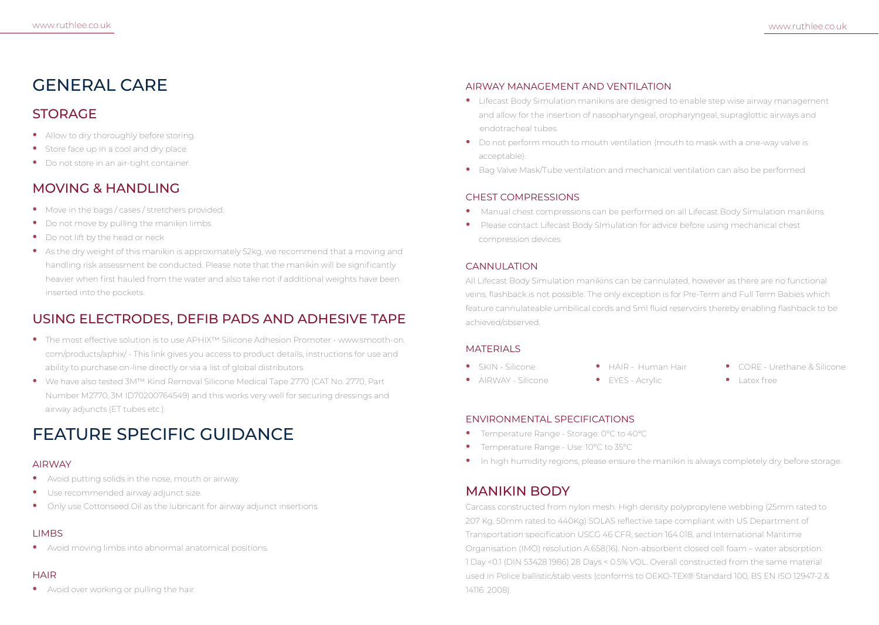# GENERAL CARE

## STORAGE

- Allow to dry thoroughly before storing.
- Store face up in a cool and dry place.
- Do not store in an air-tight container.

## MOVING & HANDLING

- Move in the bags / cases / stretchers provided.
- Do not move by pulling the manikin limbs.
- Do not lift by the head or neck
- As the dry weight of this manikin is approximately 52kg, we recommend that a moving and handling risk assessment be conducted. Please note that the manikin will be significantly heavier when first hauled from the water and also take not if additional weights have been inserted into the pockets.

## USING ELECTRODES, DEFIB PADS AND ADHESIVE TAPE

- The most effective solution is to use APHIX™ Silicone Adhesion Promoter - www.smooth-on.com/products/aphix/ - This link gives you access to product details, instructions for use and ability to purchase on-line directly or via a list of global distributors.
- We have also tested 3M™ Kind Removal Silicone Medical Tape 2770 (CAT No. 2770, Part Number M2770, 3M ID70200764549) and this works very well for securing dressings and airway adjuncts (ET tubes etc.).

# FEATURE SPECIFIC GUIDANCE

### AIRWAY

- Avoid putting solids in the nose, mouth or airway.
- Use recommended airway adjunct size.
- Only use Cottonseed Oil as the lubricant for airway adjunct insertions.

### LIMBS

- Avoid moving limbs into abnormal anatomical positions.

### HAIR

- Avoid over working or pulling the hair.

### AIRWAY MANAGEMENT AND VENTILATION

- Lifecast Body Simulation manikins are designed to enable step wise airway management and allow for the insertion of nasopharyngeal, oropharyngeal, supraglottic airways and endotracheal tubes.
- Do not perform mouth to mouth ventilation (mouth to mask with a one-way valve is acceptable).
- Bag Valve Mask/Tube ventilation and mechanical ventilation can also be performed.

### CHEST COMPRESSIONS

- Manual chest compressions can be performed on all Lifecast Body Simulation manikins.
- Please contact Lifecast Body SImulation for advice before using mechanical chest compression devices.

### CANNULATION

All Lifecast Body Simulation manikins can be cannulated, however as there are no functional veins, flashback is not possible. The only exception is for Pre-Term and Full Term Babies which feature cannulateable umbilical cords and 5ml fluid reservoirs thereby enabling flashback to be achieved/observed.

### MATERIALS

- SKIN - Silicone
- AIRWAY - Silicone
- HAIR - Human Hair
- EYES - Acrylic
- CORE - Urethane & Silicone
- Latex free

### ENVIRONMENTAL SPECIFICATIONS

- Temperature Range - Storage: 0°C to 40°C
- Temperature Range - Use: 10°C to 35°C
- In high humidity regions, please ensure the manikin is always completely dry before storage.

## MANIKIN BODY

Carcass constructed from nylon mesh. High density polypropylene webbing (25mm rated to 207 Kg, 50mm rated to 440Kg) SOLAS reflective tape compliant with US Department of Transportation specification USCG 46 CFR, section 164.018, and International Maritime Organisation (IMO) resolution A.658(16). Non-absorbent closed cell foam – water absorption: 1 Day <0.1 (DIN 53428 1986) 28 Days < 0.5% VOL. Overall constructed from the same material used in Police ballistic/stab vests (conforms to OEKO-TEX® Standard 100, BS EN ISO 12947-2 & 14116: 2008).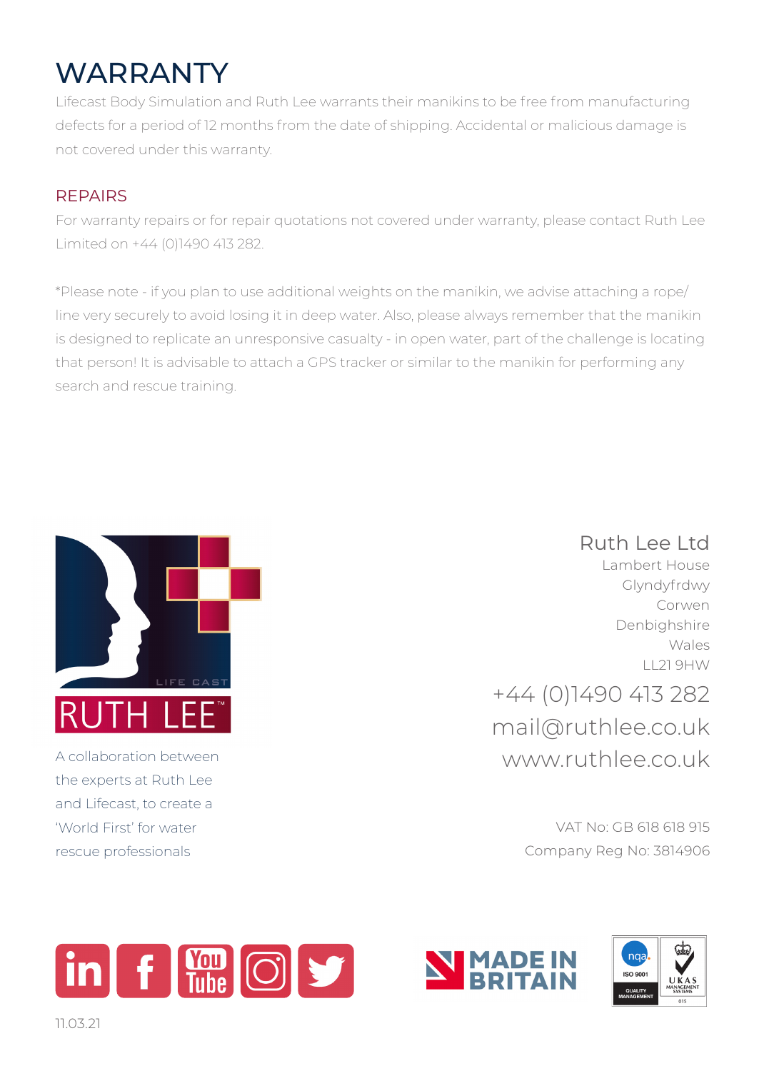# WARRANTY

Lifecast Body Simulation and Ruth Lee warrants their manikins to be free from manufacturing defects for a period of 12 months from the date of shipping. Accidental or malicious damage is not covered under this warranty.

## REPAIRS

For warranty repairs or for repair quotations not covered under warranty, please contact Ruth Lee Limited on +44 (0)1490 413 282.

*Please note - if you plan to use additional weights on the manikin, we advise attaching a rope/line very securely to avoid losing it in deep water. Also, please always remember that the manikin is designed to replicate an unresponsive casualty - in open water, part of the challenge is locating that person! It is advisable to attach a GPS tracker or similar to the manikin for performing any search and rescue training.

LIFE CAST

RUTH LEE™

A collaboration between the experts at Ruth Lee and Lifecast, to create a 'World First' for water rescue professionals

Ruth Lee Ltd
Lambert House
Glyndyfrdwy
Corwen
Denbighshire
Wales
LL21 9HW

+44 (0)1490 413 282
mail@ruthlee.co.uk
www.ruthlee.co.uk

VAT No: GB 618 618 915
Company Reg No: 3814906

MADE IN BRITAIN

nqa ISO 9001 QUALITY MANAGEMENT

UKAS MANAGEMENT SYSTEMS 015

11.03.21